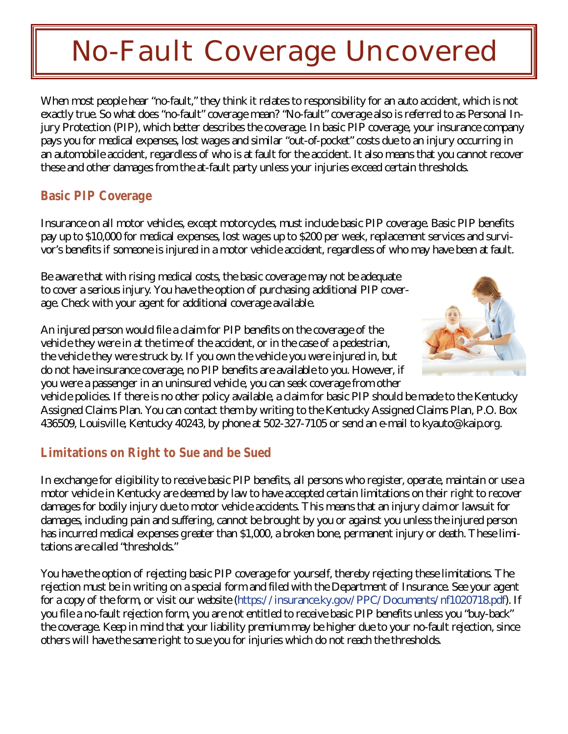# No-Fault Coverage Uncovered

When most people hear "no-fault," they think it relates to responsibility for an auto accident, which is not exactly true. So what does "no-fault" coverage mean? "No-fault" coverage also is referred to as Personal Injury Protection (PIP), which better describes the coverage. In basic PIP coverage, your insurance company pays you for medical expenses, lost wages and similar "out-of-pocket" costs due to an injury occurring in an automobile accident, regardless of who is at fault for the accident. It also means that you cannot recover these and other damages from the at-fault party unless your injuries exceed certain thresholds.

## Basic PIP Coverage

Insurance on all motor vehicles, except motorcycles, must include basic PIP coverage. Basic PIP benefits pay up to $10,000 for medical expenses, lost wages up to $200 per week, replacement services and survivor's benefits if someone is injured in a motor vehicle accident, regardless of who may have been at fault.

Be aware that with rising medical costs, the basic coverage may not be adequate to cover a serious injury. You have the option of purchasing additional PIP coverage. Check with your agent for additional coverage available.

An injured person would file a claim for PIP benefits on the coverage of the vehicle they were in at the time of the accident, or in the case of a pedestrian, the vehicle they were struck by. If you own the vehicle you were injured in, but do not have insurance coverage, no PIP benefits are available to you. However, if you were a passenger in an uninsured vehicle, you can seek coverage from other vehicle policies. If there is no other policy available, a claim for basic PIP should be made to the Kentucky Assigned Claims Plan. You can contact them by writing to the Kentucky Assigned Claims Plan, P.O. Box 436509, Louisville, Kentucky 40243, by phone at 502-327-7105 or send an e-mail to kyauto@kaip.org.

## Limitations on Right to Sue and be Sued

In exchange for eligibility to receive basic PIP benefits, all persons who register, operate, maintain or use a motor vehicle in Kentucky are deemed by law to have accepted certain limitations on their right to recover damages for bodily injury due to motor vehicle accidents. This means that an injury claim or lawsuit for damages, including pain and suffering, cannot be brought by you or against you unless the injured person has incurred medical expenses greater than $1,000, a broken bone, permanent injury or death. These limitations are called "thresholds."

You have the option of rejecting basic PIP coverage for yourself, thereby rejecting these limitations. The rejection must be in writing on a special form and filed with the Department of Insurance. See your agent for a copy of the form, or visit our website (https://insurance.ky.gov/PPC/Documents/nf1020718.pdf). If you file a no-fault rejection form, you are not entitled to receive basic PIP benefits unless you "buy-back" the coverage. Keep in mind that your liability premium may be higher due to your no-fault rejection, since others will have the same right to sue you for injuries which do not reach the thresholds.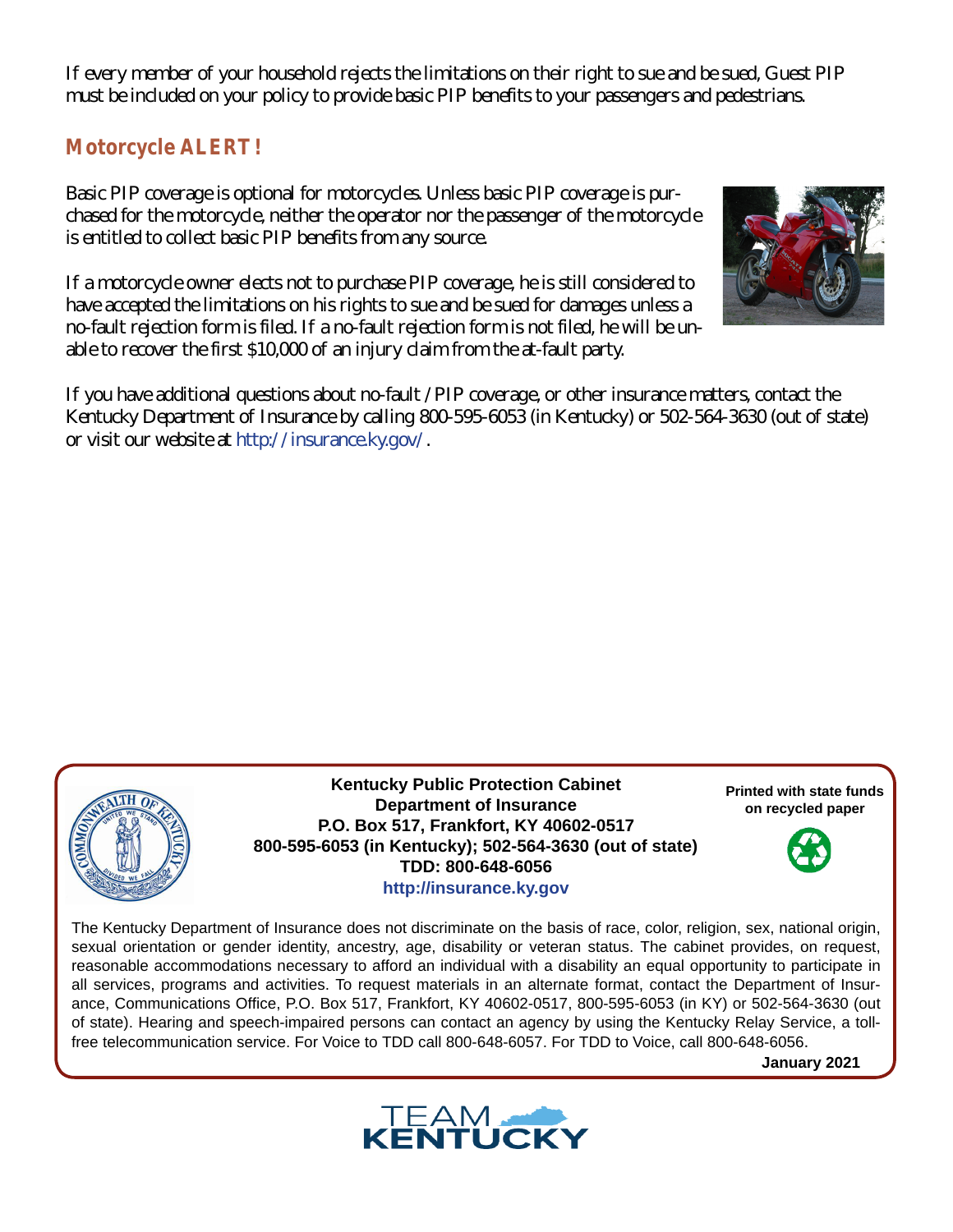If every member of your household rejects the limitations on their right to sue and be sued, Guest PIP must be included on your policy to provide basic PIP benefits to your passengers and pedestrians.

## Motorcycle ALERT!

Basic PIP coverage is optional for motorcycles. Unless basic PIP coverage is purchased for the motorcycle, neither the operator nor the passenger of the motorcycle is entitled to collect basic PIP benefits from any source.

If a motorcycle owner elects not to purchase PIP coverage, he is still considered to have accepted the limitations on his rights to sue and be sued for damages unless a no-fault rejection form is filed. If a no-fault rejection form is not filed, he will be unable to recover the first $10,000 of an injury claim from the at-fault party.

If you have additional questions about no-fault / PIP coverage, or other insurance matters, contact the Kentucky Department of Insurance by calling 800-595-6053 (in Kentucky) or 502-564-3630 (out of state) or visit our website at http://insurance.ky.gov/.

**Kentucky Public Protection Cabinet**
**Department of Insurance**
**P.O. Box 517, Frankfort, KY 40602-0517**
**800-595-6053 (in Kentucky); 502-564-3630 (out of state)**
**TDD: 800-648-6056**
**http://insurance.ky.gov**

**Printed with state funds on recycled paper**

The Kentucky Department of Insurance does not discriminate on the basis of race, color, religion, sex, national origin, sexual orientation or gender identity, ancestry, age, disability or veteran status. The cabinet provides, on request, reasonable accommodations necessary to afford an individual with a disability an equal opportunity to participate in all services, programs and activities. To request materials in an alternate format, contact the Department of Insurance, Communications Office, P.O. Box 517, Frankfort, KY 40602-0517, 800-595-6053 (in KY) or 502-564-3630 (out of state). Hearing and speech-impaired persons can contact an agency by using the Kentucky Relay Service, a toll-free telecommunication service. For Voice to TDD call 800-648-6057. For TDD to Voice, call 800-648-6056.

**January 2021**

TEAM KENTUCKY